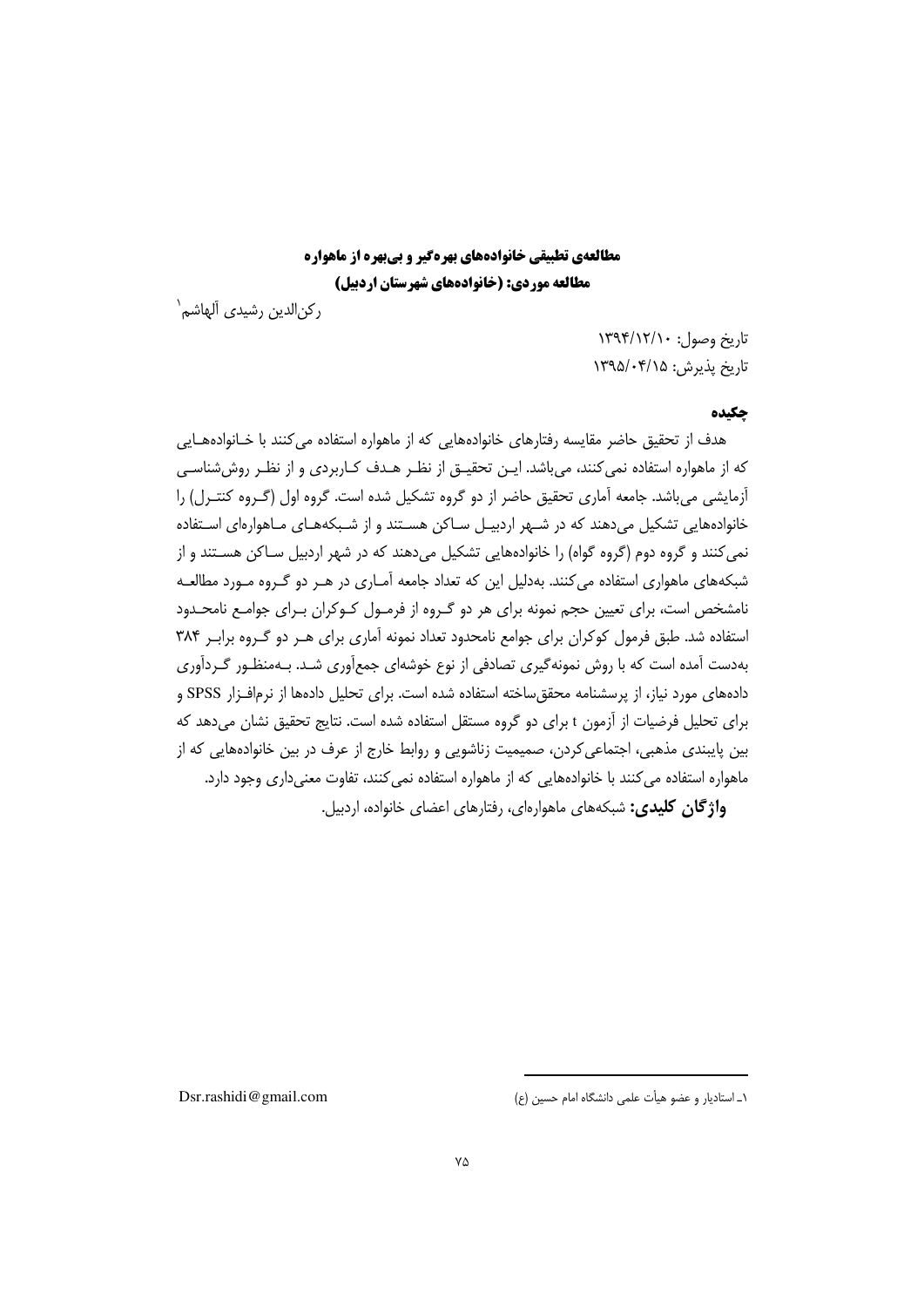# مطالعه‌ی تطبیقی خانواده‌های بهره‌گیر و بی‌بهره از ماهواره

## مطالعه موردی: (خانواده‌های شهرستان اردبیل)

رکن‌الدین رشیدی آلهاشم[1]

تاریخ وصول: ۱۳۹۴/۱۲/۱۰

تاریخ پذیرش: ۱۳۹۵/۰۴/۱۵

### چکیده

هدف از تحقیق حاضر مقایسه رفتارهای خانواده‌هایی که از ماهواره استفاده می‌کنند با خانواده‌هایی که از ماهواره استفاده نمی‌کنند، می‌باشد. این تحقیق از نظر هدف کاربردی و از نظر روش‌شناسی آزمایشی می‌باشد. جامعه آماری تحقیق حاضر از دو گروه تشکیل شده است. گروه اول (گروه کنترل) را خانواده‌هایی تشکیل می‌دهند که در شهر اردبیل ساکن هستند و از شبکه‌های ماهواره‌ای استفاده نمی‌کنند و گروه دوم (گروه گواه) را خانواده‌هایی تشکیل می‌دهند که در شهر اردبیل ساکن هستند و از شبکه‌های ماهواری استفاده می‌کنند. به‌دلیل این که تعداد جامعه آماری در هر دو گروه مورد مطالعه نامشخص است، برای تعیین حجم نمونه برای هر دو گروه از فرمول کوکران برای جوامع نامحدود استفاده شد. طبق فرمول کوکران برای جوامع نامحدود تعداد نمونه آماری برای هر دو گروه برابر ۳۸۴ به‌دست آمده است که با روش نمونه‌گیری تصادفی از نوع خوشه‌ای جمع‌آوری شد. به‌منظور گردآوری داده‌های مورد نیاز، از پرسشنامه محقق‌ساخته استفاده شده است. برای تحلیل داده‌ها از نرم‌افزار SPSS و برای تحلیل فرضیات از آزمون t برای دو گروه مستقل استفاده شده است. نتایج تحقیق نشان می‌دهد که بین پایبندی مذهبی، اجتماعی‌کردن، صمیمیت زناشویی و روابط خارج از عرف در بین خانواده‌هایی که از ماهواره استفاده می‌کنند با خانواده‌هایی که از ماهواره استفاده نمی‌کنند، تفاوت معنی‌داری وجود دارد.

**واژگان کلیدی:** شبکه‌های ماهواره‌ای، رفتارهای اعضای خانواده، اردبیل.

---

[1] ـ استادیار و عضو هیأت علمی دانشگاه امام حسین (ع) Dsr.rashidi@gmail.com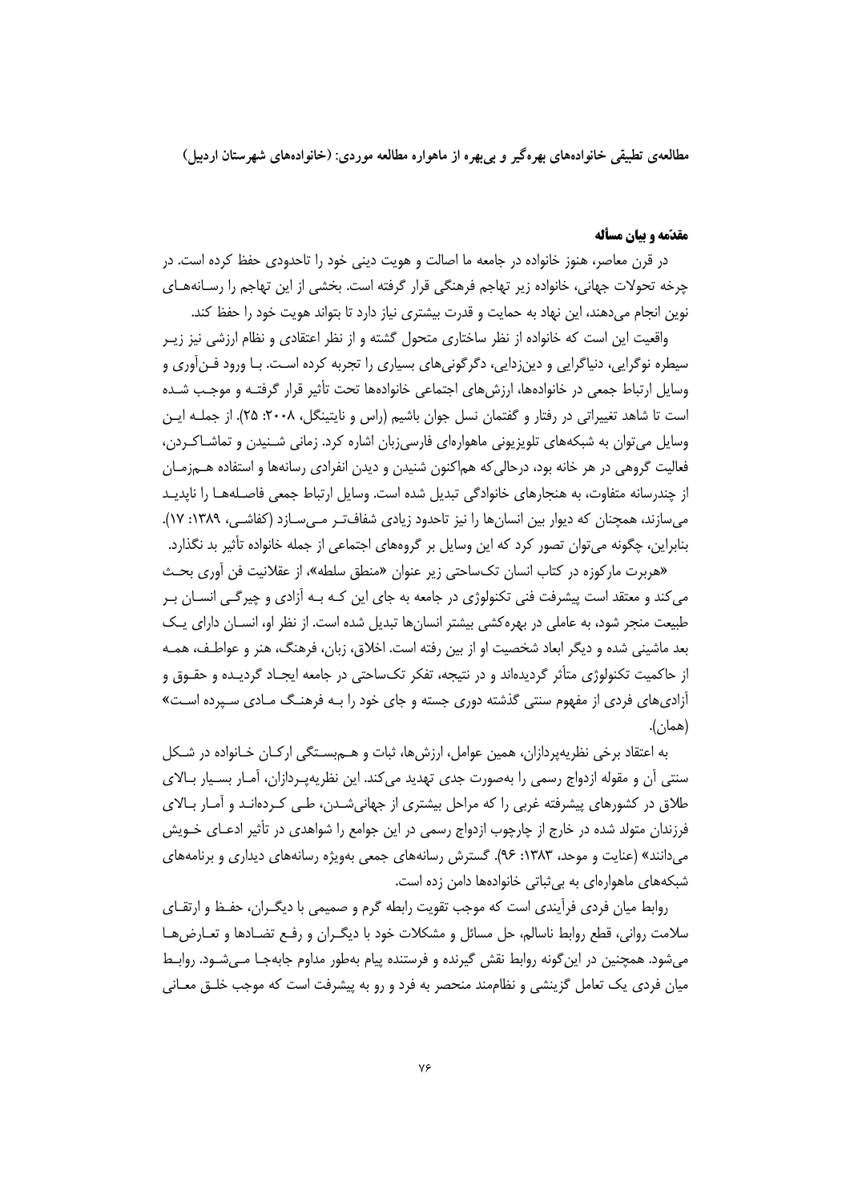## مقدّمه و بیان مسأله

در قرن معاصر، هنوز خانواده در جامعه ما اصالت و هویت دینی خود را تاحدودی حفظ کرده است. در چرخه تحولات جهانی، خانواده زیر تهاجم فرهنگی قرار گرفته است. بخشی از این تهاجم را رسانه‌های نوین انجام می‌دهند، این نهاد به حمایت و قدرت بیشتری نیاز دارد تا بتواند هویت خود را حفظ کند.

واقعیت این است که خانواده از نظر ساختاری متحول گشته و از نظر اعتقادی و نظام ارزشی نیز زیر سیطره نوگرایی، دنیاگرایی و دین‌زدایی، دگرگونی‌های بسیاری را تجربه کرده است. با ورود فن‌آوری و وسایل ارتباط جمعی در خانواده‌ها، ارزش‌های اجتماعی خانواده‌ها تحت تأثیر قرار گرفته و موجب شده است تا شاهد تغییراتی در رفتار و گفتمان نسل جوان باشیم (راس و نایتینگل، ۲۰۰۸: ۲۵). از جمله این وسایل می‌توان به شبکه‌های تلویزیونی ماهواره‌ای فارسی‌زبان اشاره کرد. زمانی شنیدن و تماشاکردن، فعالیت گروهی در هر خانه بود، درحالی‌که هم‌اکنون شنیدن و دیدن انفرادی رسانه‌ها و استفاده هم‌زمان از چندرسانه متفاوت، به هنجارهای خانوادگی تبدیل شده است. وسایل ارتباط جمعی فاصله‌ها را ناپدید می‌سازند، همچنان که دیوار بین انسان‌ها را نیز تاحدود زیادی شفاف‌تر می‌سازد (کفاشی، ۱۳۸۹: ۱۷). بنابراین، چگونه می‌توان تصور کرد که این وسایل بر گروه‌های اجتماعی از جمله خانواده تأثیر بد نگذارد.

«هربرت مارکوزه در کتاب انسان تک‌ساحتی زیر عنوان «منطق سلطه»، از عقلانیت فن آوری بحث می‌کند و معتقد است پیشرفت فنی تکنولوژی در جامعه به جای این که به آزادی و چیرگی انسان بر طبیعت منجر شود، به عاملی در بهره‌کشی بیشتر انسان‌ها تبدیل شده است. از نظر او، انسان دارای یک بعد ماشینی شده و دیگر ابعاد شخصیت او از بین رفته است. اخلاق، زبان، فرهنگ، هنر و عواطف، همه از حاکمیت تکنولوژی متأثر گردیده‌اند و در نتیجه، تفکر تک‌ساحتی در جامعه ایجاد گردیده و حقوق و آزادی‌های فردی از مفهوم سنتی گذشته دوری جسته و جای خود را به فرهنگ مادی سپرده است» (همان).

به اعتقاد برخی نظریه‌پردازان، همین عوامل، ارزش‌ها، ثبات و هم‌بستگی ارکان خانواده در شکل سنتی آن و مقوله ازدواج رسمی را به‌صورت جدی تهدید می‌کند. این نظریه‌پردازان، آمار بسیار بالای طلاق در کشورهای پیشرفته غربی را که مراحل بیشتری از جهانی‌شدن، طی کرده‌اند و آمار بالای فرزندان متولد شده در خارج از چارچوب ازدواج رسمی در این جوامع را شواهدی در تأثیر ادعای خویش می‌دانند» (عنایت و موحد، ۱۳۸۳: ۹۶). گسترش رسانه‌های جمعی به‌ویژه رسانه‌های دیداری و برنامه‌های شبکه‌های ماهواره‌ای به بی‌ثباتی خانواده‌ها دامن زده است.

روابط میان فردی فرآیندی است که موجب تقویت رابطه گرم و صمیمی با دیگران، حفظ و ارتقای سلامت روانی، قطع روابط ناسالم، حل مسائل و مشکلات خود با دیگران و رفع تضادها و تعارض‌ها می‌شود. همچنین در این‌گونه روابط نقش گیرنده و فرستنده پیام به‌طور مداوم جابه‌جا می‌شود. روابط میان فردی یک تعامل گزینشی و نظام‌مند منحصر به فرد و رو به پیشرفت است که موجب خلق معانی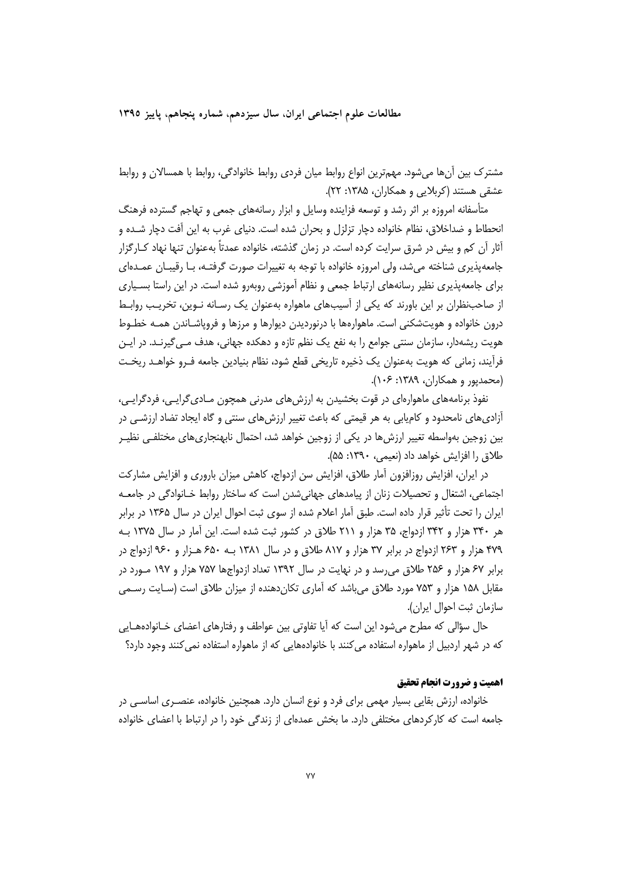مشترک بین آن‌ها می‌شود. مهم‌ترین انواع روابط میان فردی روابط خانوادگی، روابط با همسالان و روابط عشقی هستند (کربلایی و همکاران، ۱۳۸۵: ۲۲).

متأسفانه امروزه بر اثر رشد و توسعه فزاینده وسایل و ابزار رسانه‌های جمعی و تهاجم گسترده فرهنگ انحطاط و ضداخلاق، نظام خانواده دچار تزلزل و بحران شده است. دنیای غرب به این آفت دچار شده و آثار آن کم و بیش در شرق سرایت کرده است. در زمان گذشته، خانواده عمدتاً به‌عنوان تنها نهاد کارگزار جامعه‌پذیری شناخته می‌شد، ولی امروزه خانواده با توجه به تغییرات صورت گرفته، با رقیبان عمده‌ای برای جامعه‌پذیری نظیر رسانه‌های ارتباط جمعی و نظام آموزشی روبه‌رو شده است. در این راستا بسیاری از صاحب‌نظران بر این باورند که یکی از آسیب‌های ماهواره به‌عنوان یک رسانه نوین، تخریب روابط درون خانواده و هویت‌شکنی است. ماهواره‌ها با درنوردیدن دیوارها و مرزها و فروپاشاندن همه خطوط هویت ریشه‌دار، سازمان سنتی جوامع را به نفع یک نظم تازه و دهکده جهانی، هدف می‌گیرند. در این فرآیند، زمانی که هویت به‌عنوان یک ذخیره تاریخی قطع شود، نظام بنیادین جامعه فرو خواهد ریخت (محمدپور و همکاران، ۱۳۸۹: ۱۰۶).

نفوذ برنامه‌های ماهواره‌ای در قوت بخشیدن به ارزش‌های مدرنی همچون مادی‌گرایی، فردگرایی، آزادی‌های نامحدود و کامیابی به هر قیمتی که باعث تغییر ارزش‌های سنتی و گاه ایجاد تضاد ارزشی در بین زوجین به‌واسطه تغییر ارزش‌ها در یکی از زوجین خواهد شد، احتمال نابهنجاری‌های مختلفی نظیر طلاق را افزایش خواهد داد (نعیمی، ۱۳۹۰: ۵۵).

در ایران، افزایش روزافزون آمار طلاق، افزایش سن ازدواج، کاهش میزان باروری و افزایش مشارکت اجتماعی، اشتغال و تحصیلات زنان از پیامدهای جهانی‌شدن است که ساختار روابط خانوادگی در جامعه ایران را تحت تأثیر قرار داده است. طبق آمار اعلام شده از سوی ثبت احوال ایران در سال ۱۳۶۵ در برابر هر ۳۴۰ هزار و ۳۴۲ ازدواج، ۳۵ هزار و ۲۱۱ طلاق در کشور ثبت شده است. این آمار در سال ۱۳۷۵ به ۴۷۹ هزار و ۲۶۳ ازدواج در برابر ۳۷ هزار و ۸۱۷ طلاق و در سال ۱۳۸۱ به ۶۵۰ هزار و ۹۶۰ ازدواج در برابر ۶۷ هزار و ۲۵۶ طلاق می‌رسد و در نهایت در سال ۱۳۹۲ تعداد ازدواج‌ها ۷۵۷ هزار و ۱۹۷ مورد در مقابل ۱۵۸ هزار و ۷۵۳ مورد طلاق می‌باشد که آماری تکان‌دهنده از میزان طلاق است (سایت رسمی سازمان ثبت احوال ایران).

حال سؤالی که مطرح می‌شود این است که آیا تفاوتی بین عواطف و رفتارهای اعضای خانواده‌هایی که در شهر اردبیل از ماهواره استفاده می‌کنند با خانواده‌هایی که از ماهواره استفاده نمی‌کنند وجود دارد؟

### اهمیت و ضرورت انجام تحقیق

خانواده، ارزش بقایی بسیار مهمی برای فرد و نوع انسان دارد. همچنین خانواده، عنصری اساسی در جامعه است که کارکردهای مختلفی دارد. ما بخش عمده‌ای از زندگی خود را در ارتباط با اعضای خانواده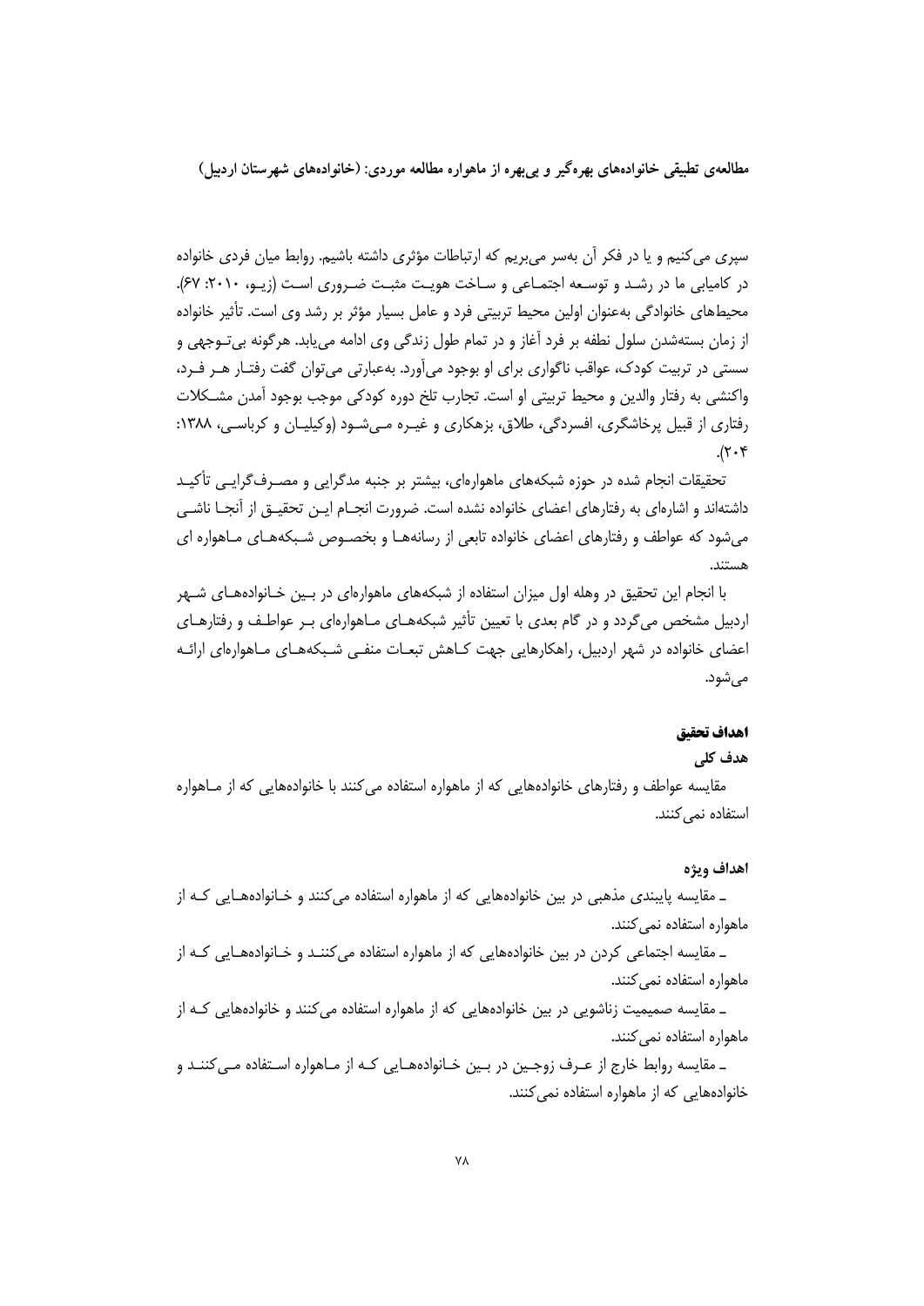سپری می‌کنیم و یا در فکر آن به‌سر می‌بریم که ارتباطات مؤثری داشته باشیم. روابط میان فردی خانواده در کامیابی ما در رشد و توسعه اجتماعی و ساخت هویت مثبت ضروری است (زیو، ۲۰۱۰: ۶۷). محیط‌های خانوادگی به‌عنوان اولین محیط تربیتی فرد و عامل بسیار مؤثر بر رشد وی است. تأثیر خانواده از زمان بسته‌شدن سلول نطفه بر فرد آغاز و در تمام طول زندگی وی ادامه می‌یابد. هرگونه بی‌توجهی و سستی در تربیت کودک، عواقب ناگواری برای او بوجود می‌آورد. به‌عبارتی می‌توان گفت رفتار هر فرد، واکنشی به رفتار والدین و محیط تربیتی او است. تجارب تلخ دوره کودکی موجب بوجود آمدن مشکلات رفتاری از قبیل پرخاشگری، افسردگی، طلاق، بزهکاری و غیره می‌شود (وکیلیان و کرباسی، ۱۳۸۸: ۲۰۴).

تحقیقات انجام شده در حوزه شبکه‌های ماهواره‌ای، بیشتر بر جنبه مدگرایی و مصرف‌گرایی تأکید داشته‌اند و اشاره‌ای به رفتارهای اعضای خانواده نشده است. ضرورت انجام این تحقیق از آنجا ناشی می‌شود که عواطف و رفتارهای اعضای خانواده تابعی از رسانه‌ها و بخصوص شبکه‌های ماهواره ای هستند.

با انجام این تحقیق در وهله اول میزان استفاده از شبکه‌های ماهواره‌ای در بین خانواده‌های شهر اردبیل مشخص می‌گردد و در گام بعدی با تعیین تأثیر شبکه‌های ماهواره‌ای بر عواطف و رفتارهای اعضای خانواده در شهر اردبیل، راهکارهایی جهت کاهش تبعات منفی شبکه‌های ماهواره‌ای ارائه می‌شود.

## اهداف تحقیق

### هدف کلی

مقایسه عواطف و رفتارهای خانواده‌هایی که از ماهواره استفاده می‌کنند با خانواده‌هایی که از ماهواره استفاده نمی‌کنند.

### اهداف ویژه

ـ مقایسه پایبندی مذهبی در بین خانواده‌هایی که از ماهواره استفاده می‌کنند و خانواده‌هایی که از ماهواره استفاده نمی‌کنند.

ـ مقایسه اجتماعی کردن در بین خانواده‌هایی که از ماهواره استفاده می‌کنند و خانواده‌هایی که از ماهواره استفاده نمی‌کنند.

ـ مقایسه صمیمیت زناشویی در بین خانواده‌هایی که از ماهواره استفاده می‌کنند و خانواده‌هایی که از ماهواره استفاده نمی‌کنند.

ـ مقایسه روابط خارج از عرف زوجین در بین خانواده‌هایی که از ماهواره استفاده می‌کنند و خانواده‌هایی که از ماهواره استفاده نمی‌کنند.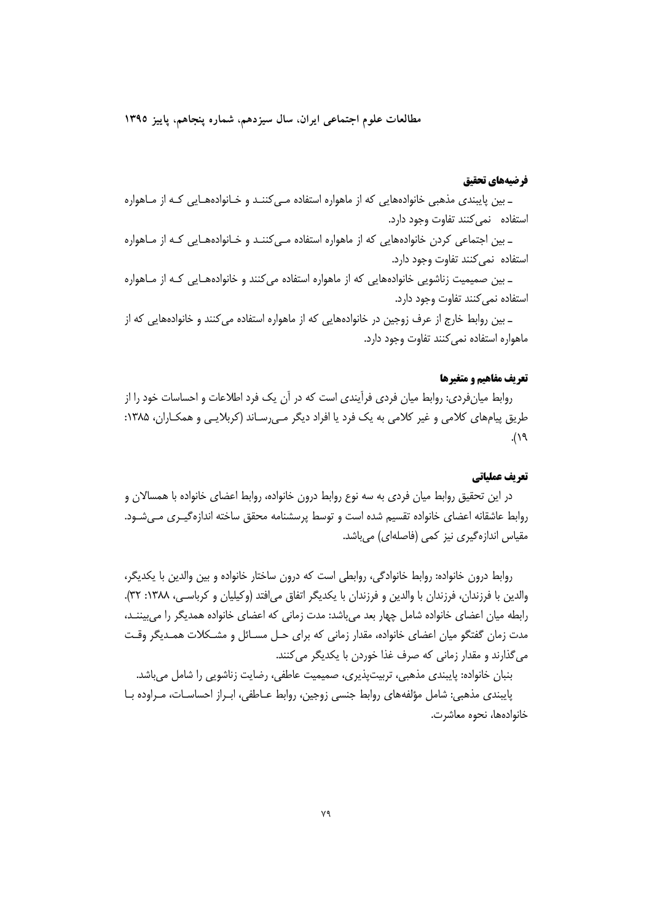### فرضیه‌های تحقیق

ـ بین پایبندی مذهبی خانواده‌هایی که از ماهواره استفاده می‌کنند و خانواده‌هایی که از ماهواره استفاده نمی‌کنند تفاوت وجود دارد.

ـ بین اجتماعی کردن خانواده‌هایی که از ماهواره استفاده می‌کنند و خانواده‌هایی که از ماهواره استفاده نمی‌کنند تفاوت وجود دارد.

ـ بین صمیمیت زناشویی خانواده‌هایی که از ماهواره استفاده می‌کنند و خانواده‌هایی که از ماهواره استفاده نمی‌کنند تفاوت وجود دارد.

ـ بین روابط خارج از عرف زوجین در خانواده‌هایی که از ماهواره استفاده می‌کنند و خانواده‌هایی که از ماهواره استفاده نمی‌کنند تفاوت وجود دارد.

### تعریف مفاهیم و متغیرها

روابط میان‌فردی: روابط میان فردی فرآیندی است که در آن یک فرد اطلاعات و احساسات خود را از طریق پیام‌های کلامی و غیر کلامی به یک فرد یا افراد دیگر می‌رساند (کربلایی و همکاران، ۱۳۸۵: ۱۹).

### تعریف عملیاتی

در این تحقیق روابط میان فردی به سه نوع روابط درون خانواده، روابط اعضای خانواده با همسالان و روابط عاشقانه اعضای خانواده تقسیم شده است و توسط پرسشنامه محقق ساخته اندازه‌گیری می‌شود. مقیاس اندازه‌گیری نیز کمی (فاصله‌ای) می‌باشد.

روابط درون خانواده: روابط خانوادگی، روابطی است که درون ساختار خانواده و بین والدین با یکدیگر، والدین با فرزندان، فرزندان با والدین و فرزندان با یکدیگر اتفاق می‌افتد (وکیلیان و کرباسی، ۱۳۸۸: ۳۲). رابطه میان اعضای خانواده شامل چهار بعد می‌باشد: مدت زمانی که اعضای خانواده همدیگر را می‌بینند، مدت زمان گفتگو میان اعضای خانواده، مقدار زمانی که برای حل مسائل و مشکلات همدیگر وقت می‌گذارند و مقدار زمانی که صرف غذا خوردن با یکدیگر می‌کنند.

بنبان خانواده: پایبندی مذهبی، تربیت‌پذیری، صمیمیت عاطفی، رضایت زناشویی را شامل می‌باشد.

پایبندی مذهبی: شامل مؤلفه‌های روابط جنسی زوجین، روابط عاطفی، ابراز احساسات، مراوده با خانواده‌ها، نحوه معاشرت.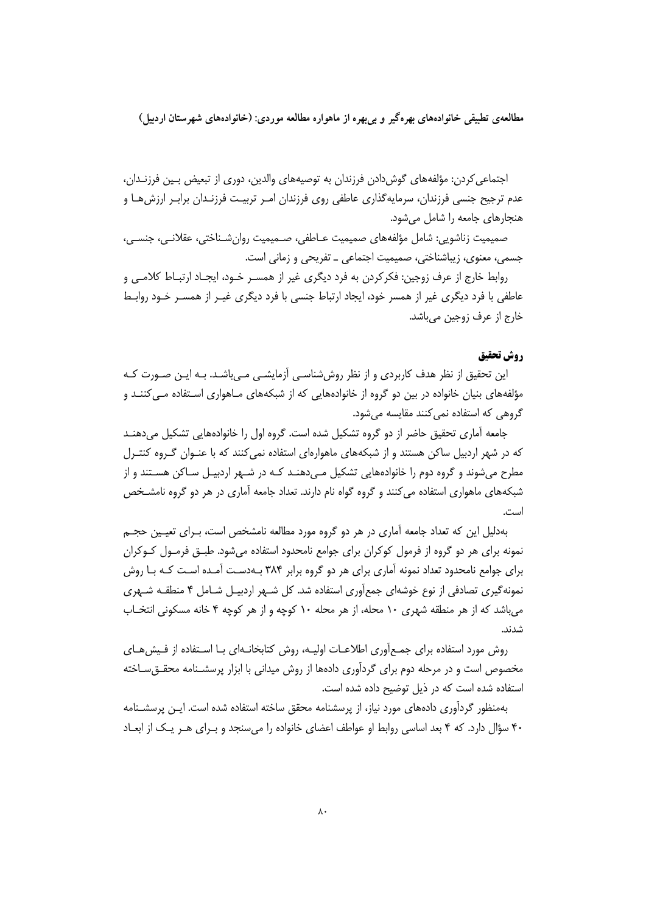اجتماعی‌کردن: مؤلفه‌های گوش‌دادن فرزندان به توصیه‌های والدین، دوری از تبعیض بین فرزندان، عدم ترجیح جنسی فرزندان، سرمایه‌گذاری عاطفی روی فرزندان امر تربیت فرزندان برابر ارزش‌ها و هنجارهای جامعه را شامل می‌شود.

صمیمیت زناشویی: شامل مؤلفه‌های صمیمیت عاطفی، صمیمیت روان‌شناختی، عقلانی، جنسی، جسمی، معنوی، زیباشناختی، صمیمیت اجتماعی ـ تفریحی و زمانی است.

روابط خارج از عرف زوجین: فکرکردن به فرد دیگری غیر از همسر خود، ایجاد ارتباط کلامی و عاطفی با فرد دیگری غیر از همسر خود، ایجاد ارتباط جنسی با فرد دیگری غیر از همسر خود روابط خارج از عرف زوجین می‌باشد.

**روش تحقیق**

این تحقیق از نظر هدف کاربردی و از نظر روش‌شناسی آزمایشی می‌باشد. به این صورت که مؤلفه‌های بنیان خانواده در بین دو گروه از خانواده‌هایی که از شبکه‌های ماهواری استفاده می‌کنند و گروهی که استفاده نمی‌کنند مقایسه می‌شود.

جامعه آماری تحقیق حاضر از دو گروه تشکیل شده است. گروه اول را خانواده‌هایی تشکیل می‌دهند که در شهر اردبیل ساکن هستند و از شبکه‌های ماهواره‌ای استفاده نمی‌کنند که با عنوان گروه کنترل مطرح می‌شوند و گروه دوم را خانواده‌هایی تشکیل می‌دهند که در شهر اردبیل ساکن هستند و از شبکه‌های ماهواری استفاده می‌کنند و گروه گواه نام دارند. تعداد جامعه آماری در هر دو گروه نامشخص است.

به‌دلیل این که تعداد جامعه آماری در هر دو گروه مورد مطالعه نامشخص است، برای تعیین حجم نمونه برای هر دو گروه از فرمول کوکران برای جوامع نامحدود استفاده می‌شود. طبق فرمول کوکران برای جوامع نامحدود تعداد نمونه آماری برای هر دو گروه برابر ۳۸۴ به‌دست آمده است که با روش نمونه‌گیری تصادفی از نوع خوشه‌ای جمع‌آوری استفاده شد. کل شهر اردبیل شامل ۴ منطقه شهری می‌باشد که از هر منطقه شهری ۱۰ محله، از هر محله ۱۰ کوچه و از هر کوچه ۴ خانه مسکونی انتخاب شدند.

روش مورد استفاده برای جمع‌آوری اطلاعات اولیه، روش کتابخانه‌ای با استفاده از فیش‌های مخصوص است و در مرحله دوم برای گردآوری داده‌ها از روش میدانی با ابزار پرسشنامه محقق‌ساخته استفاده شده است که در ذیل توضیح داده شده است.

به‌منظور گردآوری داده‌های مورد نیاز، از پرسشنامه محقق ساخته استفاده شده است. این پرسشنامه ۴۰ سؤال دارد. که ۴ بعد اساسی روابط او عواطف اعضای خانواده را می‌سنجد و برای هر یک از ابعاد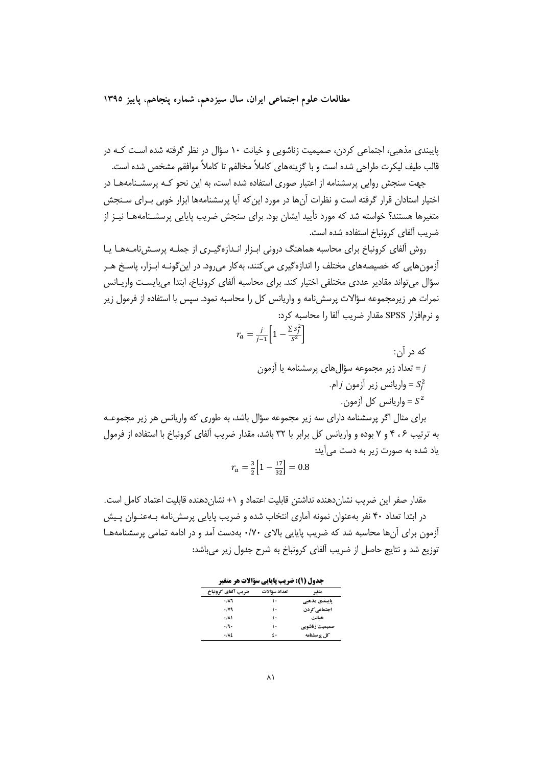پایبندی مذهبی، اجتماعی کردن، صمیمیت زناشویی و خیانت ۱۰ سؤال در نظر گرفته شده است که در قالب طیف لیکرت طراحی شده است و با گزینه‌های کاملاً مخالفم تا کاملاً موافقم مشخص شده است.

جهت سنجش روایی پرسشنامه از اعتبار صوری استفاده شده است، به این نحو که پرسشنامه‌ها در اختیار استادان قرار گرفته است و نظرات آن‌ها در مورد این‌که آیا پرسشنامه‌ها ابزار خوبی برای سنجش متغیرها هستند؟ خواسته شد که مورد تأیید ایشان بود. برای سنجش ضریب پایایی پرسشنامه‌ها نیز از ضریب آلفای کرونباخ استفاده شده است.

روش آلفای کرونباخ برای محاسبه هماهنگ درونی ابزار اندازه‌گیری از جمله پرسش‌نامه‌ها یا آزمون‌هایی که خصیصه‌های مختلف را اندازه‌گیری می‌کنند، به‌کار می‌رود. در این‌گونه ابزار، پاسخ هر سؤال می‌تواند مقادیر عددی مختلفی اختیار کند. برای محاسبه آلفای کرونباخ، ابتدا می‌بایست واریانس نمرات هر زیرمجموعه سؤالات پرسش‌نامه و واریانس کل را محاسبه نمود. سپس با استفاده از فرمول زیر و نرم‌افزار SPSS مقدار ضریب آلفا را محاسبه کرد:

$$r_a = \frac{j}{j-1}\left[1 - \frac{\sum S_j^2}{S^2}\right]$$

که در آن:

$j$ = تعداد زیر مجموعه سؤال‌های پرسشنامه یا آزمون

$S_j^2$ = واریانس زیر آزمون $j$ ام.

$S^2$ = واریانس کل آزمون.

برای مثال اگر پرسشنامه دارای سه زیر مجموعه سؤال باشد، به طوری که واریانس هر زیر مجموعه به ترتیب ۶ ، ۴ و ۷ بوده و واریانس کل برابر با ۳۲ باشد، مقدار ضریب آلفای کرونباخ با استفاده از فرمول یاد شده به صورت زیر به دست می‌آید:

$$r_a = \frac{3}{2}\left[1 - \frac{17}{32}\right] = 0.8$$

مقدار صفر این ضریب نشان‌دهنده نداشتن قابلیت اعتماد و ۱+ نشان‌دهنده قابلیت اعتماد کامل است.

در ابتدا تعداد ۴۰ نفر به‌عنوان نمونه آماری انتخاب شده و ضریب پایایی پرسش‌نامه به‌عنوان پیش آزمون برای آن‌ها محاسبه شد که ضریب پایایی بالای ۰/۷۰ به‌دست آمد و در ادامه تمامی پرسشنامه‌ها توزیع شد و نتایج حاصل از ضریب آلفای کرونباخ به شرح جدول زیر می‌باشد:

**جدول (۱): ضریب پایایی سؤالات هر متغیر**

| متغیر | تعداد سؤالات | ضریب آلفای کرونباخ |
|---|---|---|
| پایبندی مذهبی | ۱۰ | ۰/۸۶ |
| اجتماعی کردن | ۱۰ | ۰/۷۹ |
| خیانت | ۱۰ | ۰/۸۱ |
| صمیمیت زناشویی | ۱۰ | ۰/۹۰ |
| کل پرسشنامه | ۴۰ | ۰/۸۴ |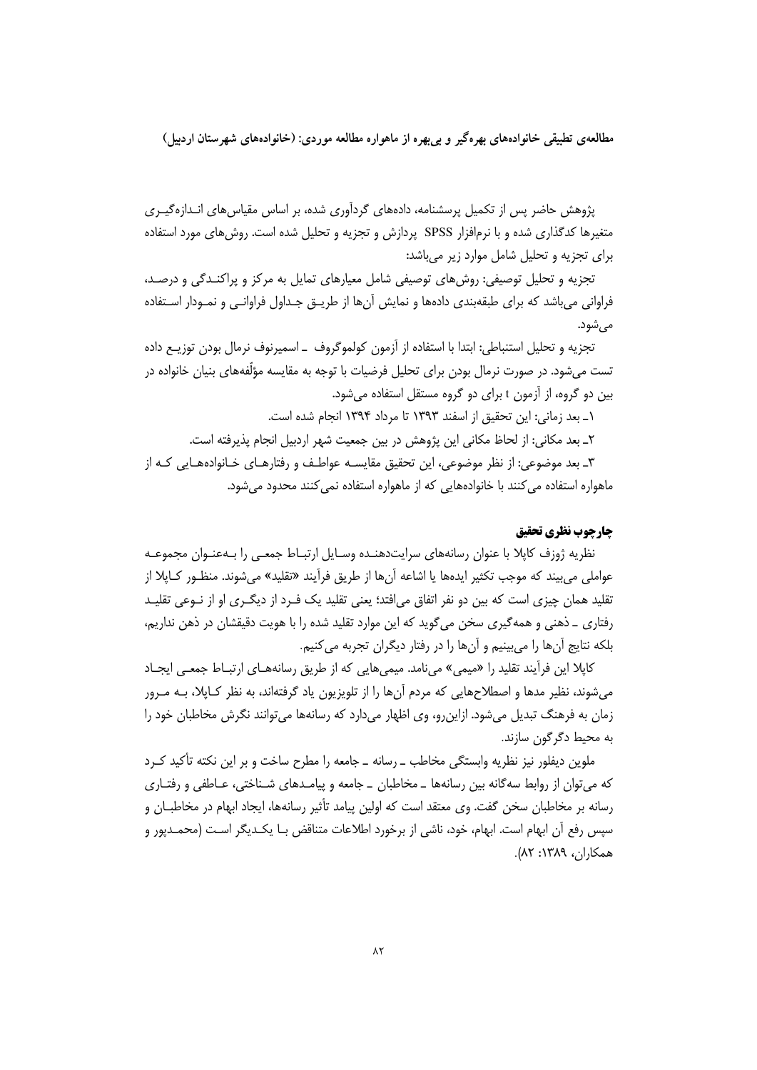پژوهش حاضر پس از تکمیل پرسشنامه، داده‌های گردآوری شده، بر اساس مقیاس‌های اندازه‌گیری متغیرها کدگذاری شده و با نرم‌افزار SPSS پردازش و تجزیه و تحلیل شده است. روش‌های مورد استفاده برای تجزیه و تحلیل شامل موارد زیر می‌باشد:

تجزیه و تحلیل توصیفی: روش‌های توصیفی شامل معیارهای تمایل به مرکز و پراکندگی و درصد، فراوانی می‌باشد که برای طبقه‌بندی داده‌ها و نمایش آن‌ها از طریق جداول فراوانی و نمودار استفاده می‌شود.

تجزیه و تحلیل استنباطی: ابتدا با استفاده از آزمون کولموگروف ـ اسمیرنوف نرمال بودن توزیع داده تست می‌شود. در صورت نرمال بودن برای تحلیل فرضیات با توجه به مقایسه مؤلفه‌های بنیان خانواده در بین دو گروه، از آزمون t برای دو گروه مستقل استفاده می‌شود.

۱ـ بعد زمانی: این تحقیق از اسفند ۱۳۹۳ تا مرداد ۱۳۹۴ انجام شده است.

۲ـ بعد مکانی: از لحاظ مکانی این پژوهش در بین جمعیت شهر اردبیل انجام پذیرفته است.

۳ـ بعد موضوعی: از نظر موضوعی، این تحقیق مقایسه عواطف و رفتارهای خانواده‌هایی که از ماهواره استفاده می‌کنند با خانواده‌هایی که از ماهواره استفاده نمی‌کنند محدود می‌شود.

## چارچوب نظری تحقیق

نظریه ژوزف کاپلا با عنوان رسانه‌های سرایت‌دهنده وسایل ارتباط جمعی را به‌عنوان مجموعه عواملی می‌بیند که موجب تکثیر ایده‌ها یا اشاعه آن‌ها از طریق فرآیند «تقلید» می‌شوند. منظور کاپلا از تقلید همان چیزی است که بین دو نفر اتفاق می‌افتد؛ یعنی تقلید یک فرد از دیگری او از نوعی تقلید رفتاری ـ ذهنی و همه‌گیری سخن می‌گوید که این موارد تقلید شده را با هویت دقیقشان در ذهن نداریم، بلکه نتایج آن‌ها را می‌بینیم و آن‌ها را در رفتار دیگران تجربه می‌کنیم.

کاپلا این فرآیند تقلید را «میمی» می‌نامد. میمی‌هایی که از طریق رسانه‌های ارتباط جمعی ایجاد می‌شوند، نظیر مدها و اصطلاح‌هایی که مردم آن‌ها را از تلویزیون یاد گرفته‌اند، به نظر کاپلا، به مرور زمان به فرهنگ تبدیل می‌شود. ازاین‌رو، وی اظهار می‌دارد که رسانه‌ها می‌توانند نگرش مخاطبان خود را به محیط دگرگون سازند.

ملوین دیفلور نیز نظریه وابستگی مخاطب ـ رسانه ـ جامعه را مطرح ساخت و بر این نکته تأکید کرد که می‌توان از روابط سه‌گانه بین رسانه‌ها ـ مخاطبان ـ جامعه و پیامدهای شناختی، عاطفی و رفتاری رسانه بر مخاطبان سخن گفت. وی معتقد است که اولین پیامد تأثیر رسانه‌ها، ایجاد ابهام در مخاطبان و سپس رفع آن ابهام است. ابهام، خود، ناشی از برخورد اطلاعات متناقض با یکدیگر است (محمدپور و همکاران، ۱۳۸۹: ۸۲).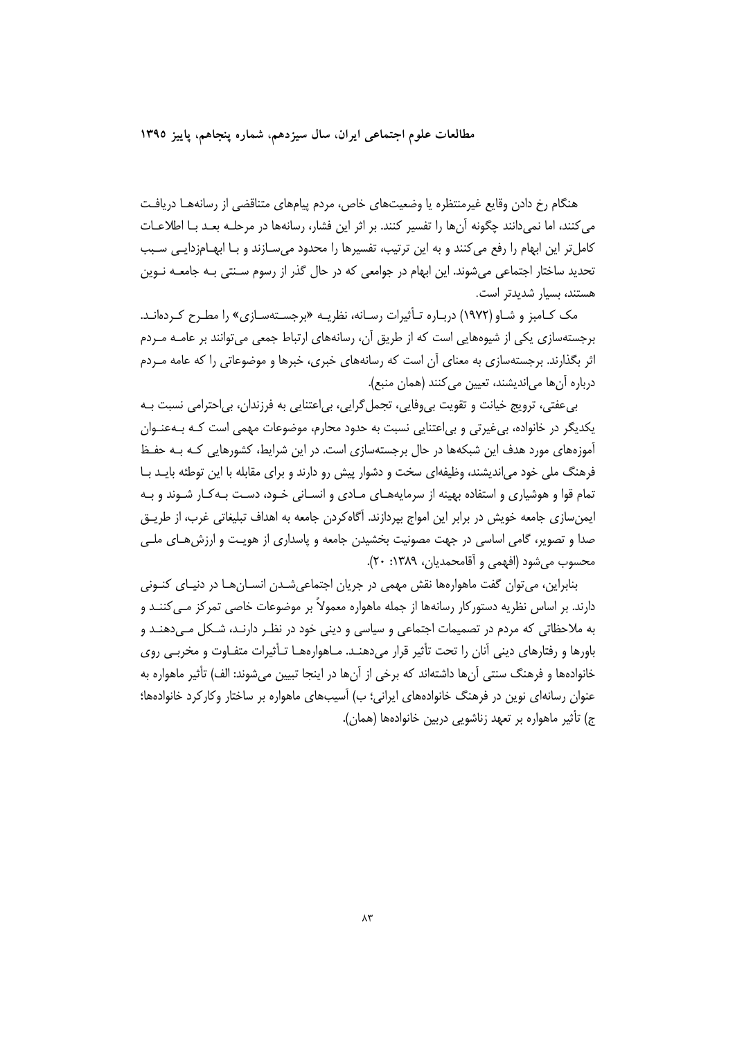هنگام رخ دادن وقایع غیرمنتظره یا وضعیت‌های خاص، مردم پیام‌های متناقضی از رسانه‌ها دریافت می‌کنند، اما نمی‌دانند چگونه آن‌ها را تفسیر کنند. بر اثر این فشار، رسانه‌ها در مرحله بعد با اطلاعات کامل‌تر این ابهام را رفع می‌کنند و به این ترتیب، تفسیرها را محدود می‌سازند و با ابهام‌زدایی سبب تحدید ساختار اجتماعی می‌شوند. این ابهام در جوامعی که در حال گذر از رسوم سنتی به جامعه نوین هستند، بسیار شدیدتر است.

مک کامبز و شاو (۱۹۷۲) درباره تأثیرات رسانه، نظریه «برجسته‌سازی» را مطرح کرده‌اند. برجسته‌سازی یکی از شیوه‌هایی است که از طریق آن، رسانه‌های ارتباط جمعی می‌توانند بر عامه مردم اثر بگذارند. برجسته‌سازی به معنای آن است که رسانه‌های خبری، خبرها و موضوعاتی را که عامه مردم درباره آن‌ها می‌اندیشند، تعیین می‌کنند (همان منبع).

بی‌عفتی، ترویج خیانت و تقویت بی‌وفایی، تجمل‌گرایی، بی‌اعتنایی به فرزندان، بی‌احترامی نسبت به یکدیگر در خانواده، بی‌غیرتی و بی‌اعتنایی نسبت به حدود محارم، موضوعات مهمی است که به‌عنوان آموزه‌های مورد هدف این شبکه‌ها در حال برجسته‌سازی است. در این شرایط، کشورهایی که به حفظ فرهنگ ملی خود می‌اندیشند، وظیفه‌ای سخت و دشوار پیش رو دارند و برای مقابله با این توطئه باید با تمام قوا و هوشیاری و استفاده بهینه از سرمایه‌های مادی و انسانی خود، دست به‌کار شوند و به ایمن‌سازی جامعه خویش در برابر این امواج بپردازند. آگاه‌کردن جامعه به اهداف تبلیغاتی غرب، از طریق صدا و تصویر، گامی اساسی در جهت مصونیت بخشیدن جامعه و پاسداری از هویت و ارزش‌های ملی محسوب می‌شود (افهمی و آقامحمدیان، ۱۳۸۹: ۲۰).

بنابراین، می‌توان گفت ماهواره‌ها نقش مهمی در جریان اجتماعی‌شدن انسان‌ها در دنیای کنونی دارند. بر اساس نظریه دستورکار رسانه‌ها از جمله ماهواره معمولاً بر موضوعات خاصی تمرکز می‌کنند و به ملاحظاتی که مردم در تصمیمات اجتماعی و سیاسی و دینی خود در نظر دارند، شکل می‌دهند و باورها و رفتارهای دینی آنان را تحت تأثیر قرار می‌دهند. ماهواره‌ها تأثیرات متفاوت و مخربی روی خانواده‌ها و فرهنگ سنتی آن‌ها داشته‌اند که برخی از آن‌ها در اینجا تبیین می‌شوند: الف) تأثیر ماهواره به عنوان رسانه‌ای نوین در فرهنگ خانواده‌های ایرانی؛ ب) آسیب‌های ماهواره بر ساختار وکارکرد خانواده‌ها؛ ج) تأثیر ماهواره بر تعهد زناشویی دربین خانواده‌ها (همان).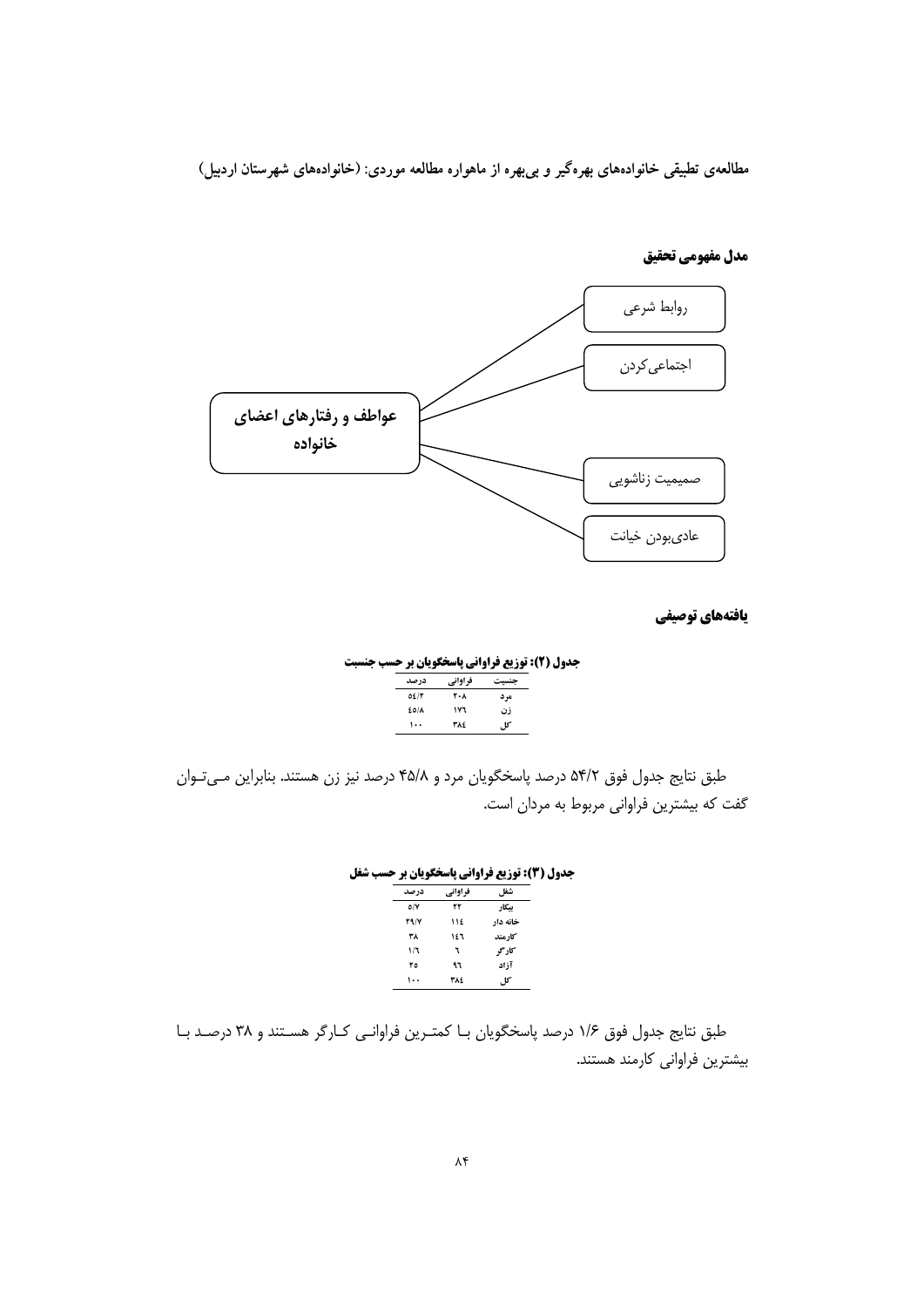### مدل مفهومی تحقیق

عواطف و رفتارهای اعضای خانواده

روابط شرعی

اجتماعی‌کردن

صمیمیت زناشویی

عادی‌بودن خیانت

### یافته‌های توصیفی

**جدول (۲): توزیع فراوانی پاسخگویان بر حسب جنسیت**

| جنسیت | فراوانی | درصد |
|---|---|---|
| مرد | ۲۰۸ | ۵۴/۲ |
| زن | ۱۷۶ | ۴۵/۸ |
| کل | ۳۸۴ | ۱۰۰ |

طبق نتایج جدول فوق ۵۴/۲ درصد پاسخگویان مرد و ۴۵/۸ درصد نیز زن هستند. بنابراین می‌توان گفت که بیشترین فراوانی مربوط به مردان است.

**جدول (۳): توزیع فراوانی پاسخگویان بر حسب شغل**

| شغل | فراوانی | درصد |
|---|---|---|
| بیکار | ۲۲ | ۵/۷ |
| خانه دار | ۱۱۴ | ۲۹/۷ |
| کارمند | ۱۴۶ | ۳۸ |
| کارگر | ۶ | ۱/۶ |
| آزاد | ۹۶ | ۲۵ |
| کل | ۳۸۴ | ۱۰۰ |

طبق نتایج جدول فوق ۱/۶ درصد پاسخگویان با کمترین فراوانی کارگر هستند و ۳۸ درصد با بیشترین فراوانی کارمند هستند.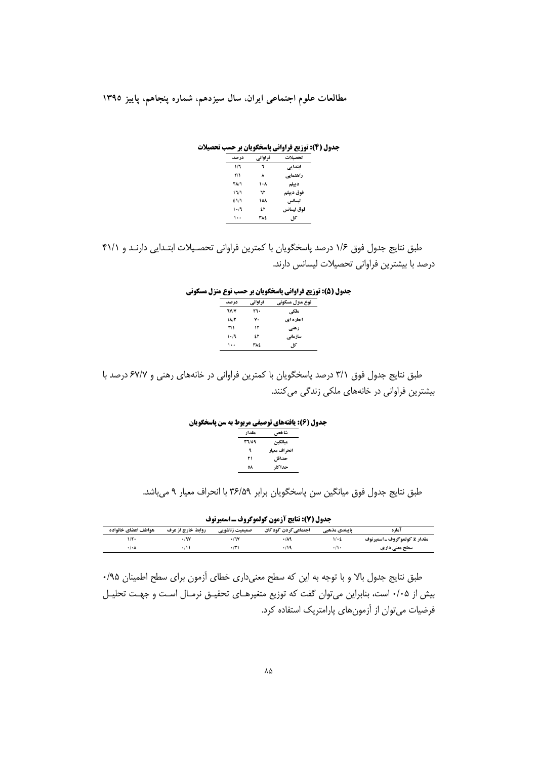**جدول (۴): توزیع فراوانی پاسخگویان بر حسب تحصیلات**

| تحصیلات | فراوانی | درصد |
|---|---|---|
| ابتدایی | ۶ | ۱/۶ |
| راهنمایی | ۸ | ۲/۱ |
| دیپلم | ۱۰۸ | ۲۸/۱ |
| فوق دیپلم | ۶۲ | ۱۶/۱ |
| لیسانس | ۱۵۸ | ۴۱/۱ |
| فوق لیسانس | ۴۲ | ۱۰/۹ |
| کل | ۳۸۴ | ۱۰۰ |

طبق نتایج جدول فوق ۱/۶ درصد پاسخگویان با کمترین فراوانی تحصیلات ابتدایی دارند و ۴۱/۱ درصد با بیشترین فراوانی تحصیلات لیسانس دارند.

**جدول (۵): توزیع فراوانی پاسخگویان بر حسب نوع منزل مسکونی**

| نوع منزل مسکونی | فراوانی | درصد |
|---|---|---|
| ملکی | ۲۶۰ | ۶۷/۷ |
| اجاره ای | ۷۰ | ۱۸/۲ |
| رهنی | ۱۲ | ۳/۱ |
| سازمانی | ۴۲ | ۱۰/۹ |
| کل | ۳۸۴ | ۱۰۰ |

طبق نتایج جدول فوق ۳/۱ درصد پاسخگویان با کمترین فراوانی در خانه‌های رهنی و ۶۷/۷ درصد با بیشترین فراوانی در خانه‌های ملکی زندگی می‌کنند.

**جدول (۶): یافته‌های توصیفی مربوط به سن پاسخگویان**

| شاخص | مقدار |
|---|---|
| میانگین | ۳۶/۵۹ |
| انحراف معیار | ۹ |
| حداقل | ۲۱ |
| حداکثر | ۵۸ |

طبق نتایج جدول فوق میانگین سن پاسخگویان برابر ۳۶/۵۹ با انحراف معیار ۹ می‌باشد.

**جدول (۷): نتایج آزمون کولموگروف ــ اسمیرنوف**

| آماره | پایبندی مذهبی | اجتماعی کردن کودکان | صمیمیت زناشویی | روابط خارج از عرف | عواطف اعضای خانواده |
|---|---|---|---|---|---|
| مقدار z کولموگروف ــ اسمیرنوف | ۱/۰۴ | ۰/۸۹ | ۰/۶۷ | ۰/۹۷ | ۱/۲۰ |
| سطح معنی داری | ۰/۱۰ | ۰/۱۹ | ۰/۳۱ | ۰/۱۱ | ۰/۰۸ |

طبق نتایج جدول بالا و با توجه به این که سطح معنی‌داری خطای آزمون برای سطح اطمینان ۰/۹۵ بیش از ۰/۰۵ است، بنابراین می‌توان گفت که توزیع متغیرهای تحقیق نرمال است و جهت تحلیل فرضیات می‌توان از آزمون‌های پارامتریک استفاده کرد.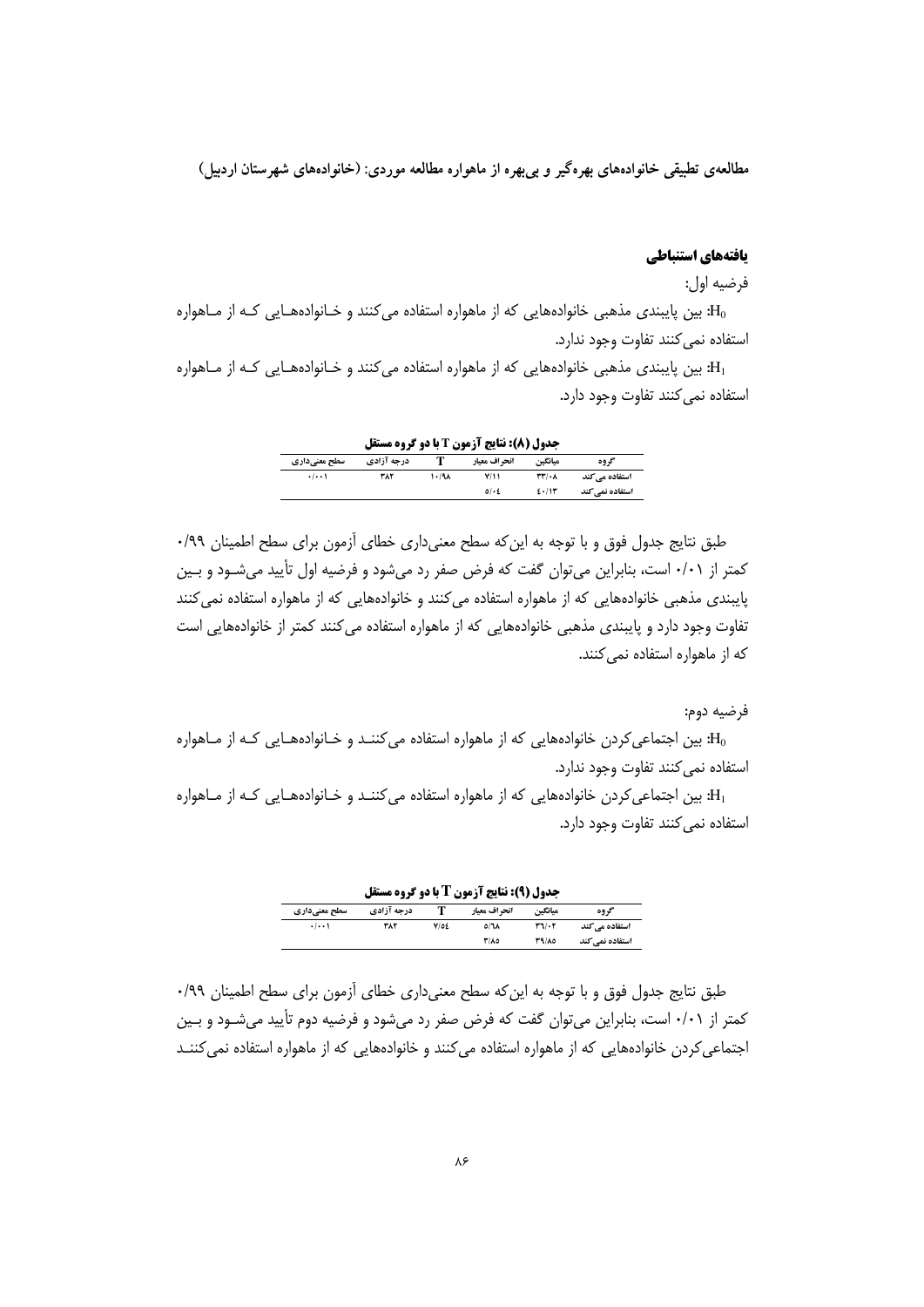### یافته‌های استنباطی

فرضیه اول:

$H_0$: بین پایبندی مذهبی خانواده‌هایی که از ماهواره استفاده می‌کنند و خانواده‌هایی که از ماهواره استفاده نمی‌کنند تفاوت وجود ندارد.

$H_1$: بین پایبندی مذهبی خانواده‌هایی که از ماهواره استفاده می‌کنند و خانواده‌هایی که از ماهواره استفاده نمی‌کنند تفاوت وجود دارد.

**جدول (۸): نتایج آزمون T با دو گروه مستقل**

| گروه | میانگین | انحراف معیار | T | درجه آزادی | سطح معنی‌داری |
|---|---|---|---|---|---|
| استفاده می‌کند | ۳۳/۰۸ | ۷/۱۱ | ۱۰/۹۸ | ۳۸۲ | ۰/۰۰۱ |
| استفاده نمی‌کند | ٤۰/۱۳ | ٥/۰٤ | | | |

طبق نتایج جدول فوق و با توجه به این‌که سطح معنی‌داری خطای آزمون برای سطح اطمینان ۰/۹۹ کمتر از ۰/۰۱ است، بنابراین می‌توان گفت که فرض صفر رد می‌شود و فرضیه اول تأیید می‌شود و بین پایبندی مذهبی خانواده‌هایی که از ماهواره استفاده می‌کنند و خانواده‌هایی که از ماهواره استفاده نمی‌کنند تفاوت وجود دارد و پایبندی مذهبی خانواده‌هایی که از ماهواره استفاده می‌کنند کمتر از خانواده‌هایی است که از ماهواره استفاده نمی‌کنند.

فرضیه دوم:

$H_0$: بین اجتماعی‌کردن خانواده‌هایی که از ماهواره استفاده می‌کنند و خانواده‌هایی که از ماهواره استفاده نمی‌کنند تفاوت وجود ندارد.

$H_1$: بین اجتماعی‌کردن خانواده‌هایی که از ماهواره استفاده می‌کنند و خانواده‌هایی که از ماهواره استفاده نمی‌کنند تفاوت وجود دارد.

**جدول (۹): نتایج آزمون T با دو گروه مستقل**

| گروه | میانگین | انحراف معیار | T | درجه آزادی | سطح معنی‌داری |
|---|---|---|---|---|---|
| استفاده می‌کند | ۳٦/۰۳ | ٥/٦۸ | ۷/٥٤ | ۳۸۲ | ۰/۰۰۱ |
| استفاده نمی‌کند | ۳۹/۸٥ | ۳/۸٥ | | | |

طبق نتایج جدول فوق و با توجه به این‌که سطح معنی‌داری خطای آزمون برای سطح اطمینان ۰/۹۹ کمتر از ۰/۰۱ است، بنابراین می‌توان گفت که فرض صفر رد می‌شود و فرضیه دوم تأیید می‌شود و بین اجتماعی‌کردن خانواده‌هایی که از ماهواره استفاده می‌کنند و خانواده‌هایی که از ماهواره استفاده نمی‌کنند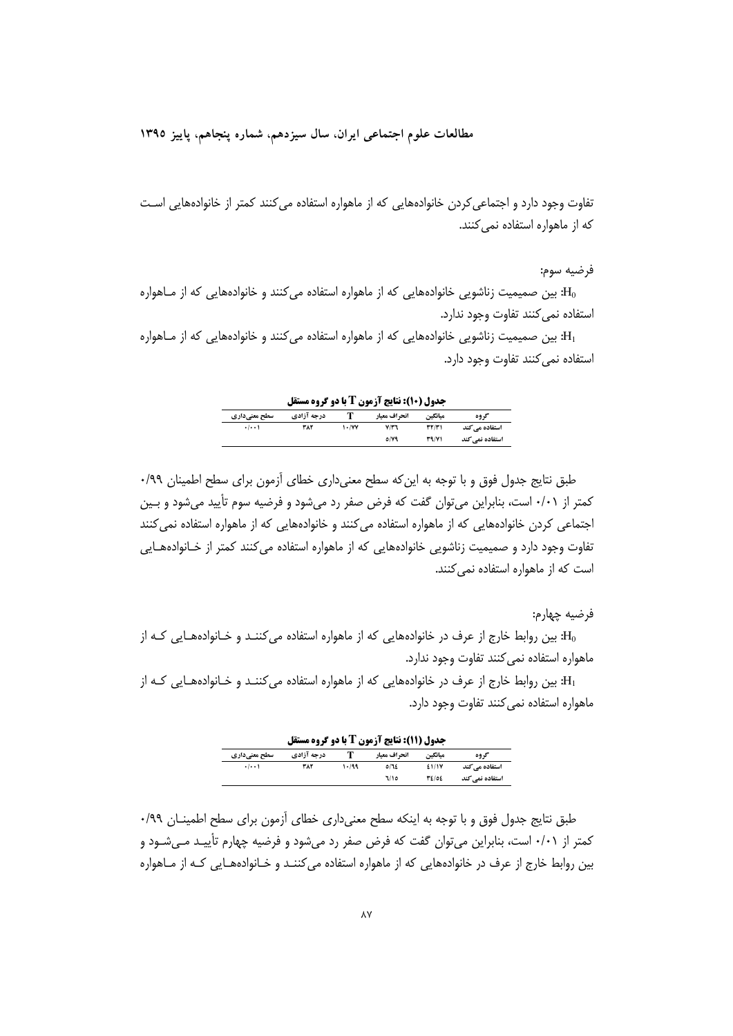تفاوت وجود دارد و اجتماعی‌کردن خانواده‌هایی که از ماهواره استفاده می‌کنند کمتر از خانواده‌هایی است که از ماهواره استفاده نمی‌کنند.

فرضیه سوم:

$H_0$: بین صمیمیت زناشویی خانواده‌هایی که از ماهواره استفاده می‌کنند و خانواده‌هایی که از ماهواره استفاده نمی‌کنند تفاوت وجود ندارد.

$H_1$: بین صمیمیت زناشویی خانواده‌هایی که از ماهواره استفاده می‌کنند و خانواده‌هایی که از ماهواره استفاده نمی‌کنند تفاوت وجود دارد.

**جدول (۱۰): نتایج آزمون T با دو گروه مستقل**

| گروه | میانگین | انحراف معیار | T | درجه آزادی | سطح معنی‌داری |
|---|---|---|---|---|---|
| استفاده می‌کند | ۳۳/۳۱ | ۷/۳۶ | ۱۰/۷۷ | ۳۸۳ | ۰/۰۰۱ |
| استفاده نمی‌کند | ۳۹/۷۱ | ۵/۷۹ | | | |

طبق نتایج جدول فوق و با توجه به این‌که سطح معنی‌داری خطای آزمون برای سطح اطمینان ۰/۹۹ کمتر از ۰/۰۱ است، بنابراین می‌توان گفت که فرض صفر رد می‌شود و فرضیه سوم تأیید می‌شود و بین اجتماعی کردن خانواده‌هایی که از ماهواره استفاده می‌کنند و خانواده‌هایی که از ماهواره استفاده نمی‌کنند تفاوت دارد و صمیمیت زناشویی خانواده‌هایی که از ماهواره استفاده می‌کنند کمتر از خانواده‌هایی است که از ماهواره استفاده نمی‌کنند.

فرضیه چهارم:

$H_0$: بین روابط خارج از عرف در خانواده‌هایی که از ماهواره استفاده می‌کنند و خانواده‌هایی که از ماهواره استفاده نمی‌کنند تفاوت وجود ندارد.

$H_1$: بین روابط خارج از عرف در خانواده‌هایی که از ماهواره استفاده می‌کنند و خانواده‌هایی که از ماهواره استفاده نمی‌کنند تفاوت وجود دارد.

**جدول (۱۱): نتایج آزمون T با دو گروه مستقل**

| گروه | میانگین | انحراف معیار | T | درجه آزادی | سطح معنی‌داری |
|---|---|---|---|---|---|
| استفاده می‌کند | ۴۱/۱۷ | ۵/۶۴ | ۱۰/۹۹ | ۳۸۳ | ۰/۰۰۱ |
| استفاده نمی‌کند | ۳۴/۵۴ | ۶/۱۵ | | | |

طبق نتایج جدول فوق و با توجه به اینکه سطح معنی‌داری خطای آزمون برای سطح اطمینان ۰/۹۹ کمتر از ۰/۰۱ است، بنابراین می‌توان گفت که فرض صفر رد می‌شود و فرضیه چهارم تأیید می‌شود و بین روابط خارج از عرف در خانواده‌هایی که از ماهواره استفاده می‌کنند و خانواده‌هایی که از ماهواره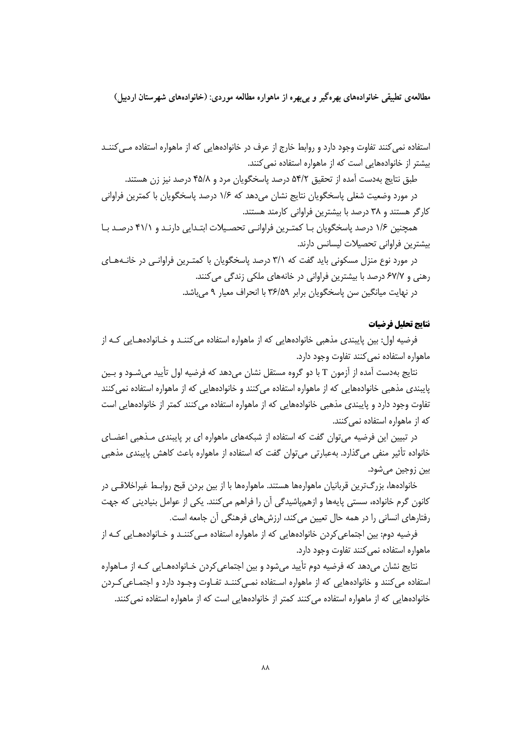استفاده نمی‌کنند تفاوت وجود دارد و روابط خارج از عرف در خانواده‌هایی که از ماهواره استفاده می‌کنند بیشتر از خانواده‌هایی است که از ماهواره استفاده نمی‌کنند.

طبق نتایج به‌دست آمده از تحقیق ۵۴/۲ درصد پاسخگویان مرد و ۴۵/۸ درصد نیز زن هستند.

در مورد وضعیت شغلی پاسخگویان نتایج نشان می‌دهد که ۱/۶ درصد پاسخگویان با کمترین فراوانی کارگر هستند و ۳۸ درصد با بیشترین فراوانی کارمند هستند.

همچنین ۱/۶ درصد پاسخگویان با کمترین فراوانی تحصیلات ابتدایی دارند و ۴۱/۱ درصد با بیشترین فراوانی تحصیلات لیسانس دارند.

در مورد نوع منزل مسکونی باید گفت که ۳/۱ درصد پاسخگویان با کمترین فراوانی در خانه‌های رهنی و ۶۷/۷ درصد با بیشترین فراوانی در خانه‌های ملکی زندگی می‌کنند.

در نهایت میانگین سن پاسخگویان برابر ۳۶/۵۹ با انحراف معیار ۹ می‌باشد.

**نتایج تحلیل فرضیات**

فرضیه اول: بین پایبندی مذهبی خانواده‌هایی که از ماهواره استفاده می‌کنند و خانواده‌هایی که از ماهواره استفاده نمی‌کنند تفاوت وجود دارد.

نتایج به‌دست آمده از آزمون T با دو گروه مستقل نشان می‌دهد که فرضیه اول تأیید می‌شود و بین پایبندی مذهبی خانواده‌هایی که از ماهواره استفاده می‌کنند و خانواده‌هایی که از ماهواره استفاده نمی‌کنند تفاوت وجود دارد و پایبندی مذهبی خانواده‌هایی که از ماهواره استفاده می‌کنند کمتر از خانواده‌هایی است که از ماهواره استفاده نمی‌کنند.

در تبیین این فرضیه می‌توان گفت که استفاده از شبکه‌های ماهواره ای بر پایبندی مذهبی اعضای خانواده تأثیر منفی می‌گذارد. به‌عبارتی می‌توان گفت که استفاده از ماهواره باعث کاهش پایبندی مذهبی بین زوجین می‌شود.

خانواده‌ها، بزرگ‌ترین قربانیان ماهواره‌ها هستند. ماهواره‌ها با از بین بردن قبح روابط غیراخلاقی در کانون گرم خانواده، سستی پایه‌ها و ازهم‌پاشیدگی آن را فراهم می‌کنند. یکی از عوامل بنیادینی که جهت رفتارهای انسانی را در همه حال تعیین می‌کند، ارزش‌های فرهنگی آن جامعه است.

فرضیه دوم: بین اجتماعی‌کردن خانواده‌هایی که از ماهواره استفاده می‌کنند و خانواده‌هایی که از ماهواره استفاده نمی‌کنند تفاوت وجود دارد.

نتایج نشان می‌دهد که فرضیه دوم تأیید می‌شود و بین اجتماعی‌کردن خانواده‌هایی که از ماهواره استفاده می‌کنند و خانواده‌هایی که از ماهواره استفاده نمی‌کنند تفاوت وجود دارد و اجتماعی‌کردن خانواده‌هایی که از ماهواره استفاده می‌کنند کمتر از خانواده‌هایی است که از ماهواره استفاده نمی‌کنند.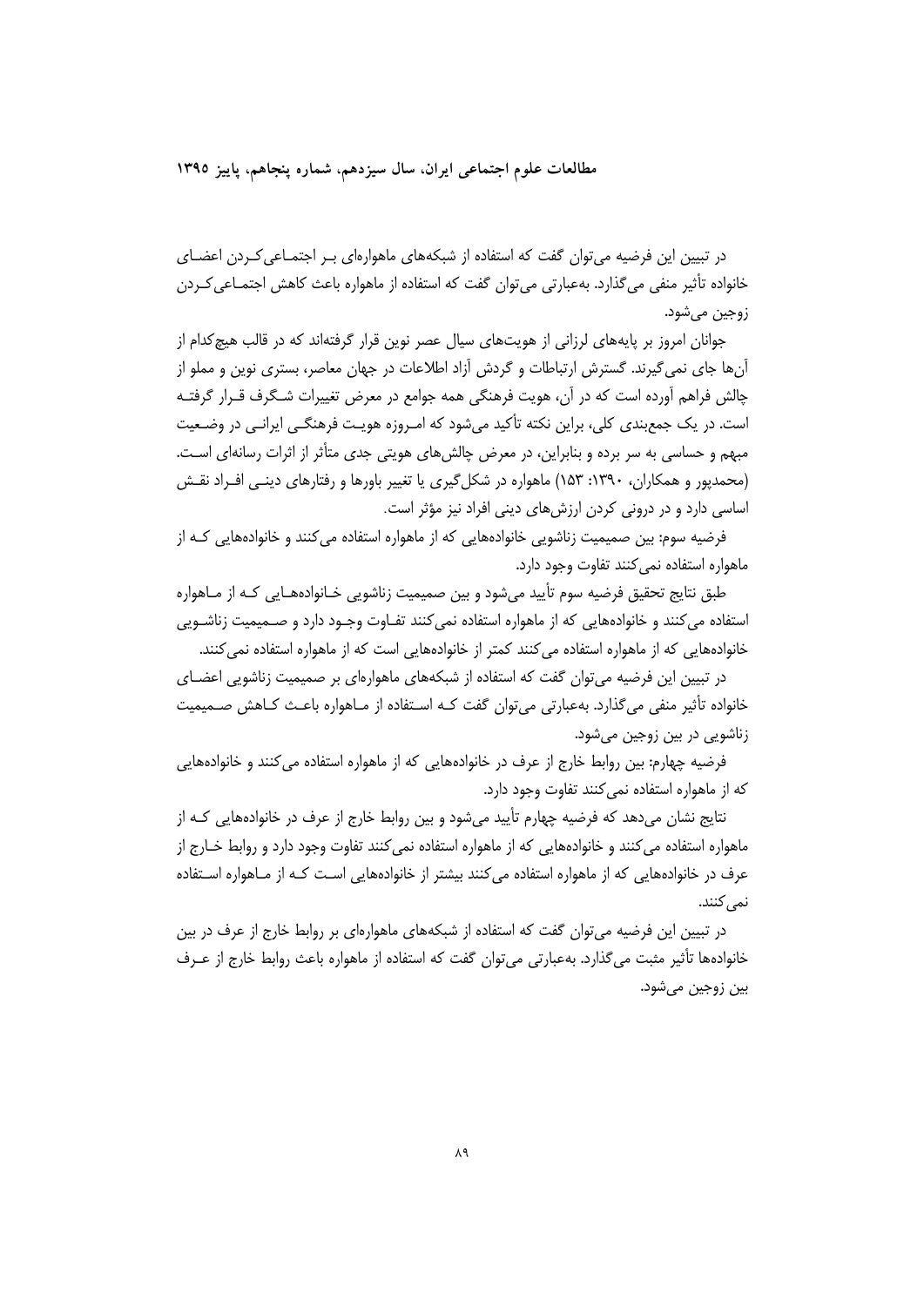در تبیین این فرضیه می‌توان گفت که استفاده از شبکه‌های ماهواره‌ای بـر اجتمـاعی‌کـردن اعضـای خانواده تأثیر منفی می‌گذارد. به‌عبارتی می‌توان گفت که استفاده از ماهواره باعث کاهش اجتمـاعی‌کـردن زوجین می‌شود.

جوانان امروز بر پایه‌های لرزانی از هویت‌های سیال عصر نوین قرار گرفته‌اند که در قالب هیچ‌کدام از آن‌ها جای نمی‌گیرند. گسترش ارتباطات و گردش آزاد اطلاعات در جهان معاصر، بستری نوین و مملو از چالش فراهم آورده است که در آن، هویت فرهنگی همه جوامع در معرض تغییرات شـگرف قـرار گرفتـه است. در یک جمع‌بندی کلی، براین نکته تأکید می‌شود که امـروزه هویـت فرهنگـی ایرانـی در وضـعیت مبهم و حساسی به سر برده و بنابراین، در معرض چالش‌های هویتی جدی متأثر از اثرات رسانه‌ای اسـت. (محمدپور و همکاران، ۱۳۹۰: ۱۵۳) ماهواره در شکل‌گیری یا تغییر باورها و رفتارهای دینـی افـراد نقـش اساسی دارد و در درونی کردن ارزش‌های دینی افراد نیز مؤثر است.

فرضیه سوم: بین صمیمیت زناشویی خانواده‌هایی که از ماهواره استفاده می‌کنند و خانواده‌هایی کـه از ماهواره استفاده نمی‌کنند تفاوت وجود دارد.

طبق نتایج تحقیق فرضیه سوم تأیید می‌شود و بین صمیمیت زناشویی خـانواده‌هـایی کـه از مـاهواره استفاده می‌کنند و خانواده‌هایی که از ماهواره استفاده نمی‌کنند تفـاوت وجـود دارد و صـمیمیت زناشـویی خانواده‌هایی که از ماهواره استفاده می‌کنند کمتر از خانواده‌هایی است که از ماهواره استفاده نمی‌کنند.

در تبیین این فرضیه می‌توان گفت که استفاده از شبکه‌های ماهواره‌ای بر صمیمیت زناشویی اعضـای خانواده تأثیر منفی می‌گذارد. به‌عبارتی می‌توان گفت کـه اسـتفاده از مـاهواره باعـث کـاهش صـمیمیت زناشویی در بین زوجین می‌شود.

فرضیه چهارم: بین روابط خارج از عرف در خانواده‌هایی که از ماهواره استفاده می‌کنند و خانواده‌هایی که از ماهواره استفاده نمی‌کنند تفاوت وجود دارد.

نتایج نشان می‌دهد که فرضیه چهارم تأیید می‌شود و بین روابط خارج از عرف در خانواده‌هایی کـه از ماهواره استفاده می‌کنند و خانواده‌هایی که از ماهواره استفاده نمی‌کنند تفاوت وجود دارد و روابط خـارج از عرف در خانواده‌هایی که از ماهواره استفاده می‌کنند بیشتر از خانواده‌هایی اسـت کـه از مـاهواره اسـتفاده نمی‌کنند.

در تبیین این فرضیه می‌توان گفت که استفاده از شبکه‌های ماهواره‌ای بر روابط خارج از عرف در بین خانواده‌ها تأثیر مثبت می‌گذارد. به‌عبارتی می‌توان گفت که استفاده از ماهواره باعث روابط خارج از عـرف بین زوجین می‌شود.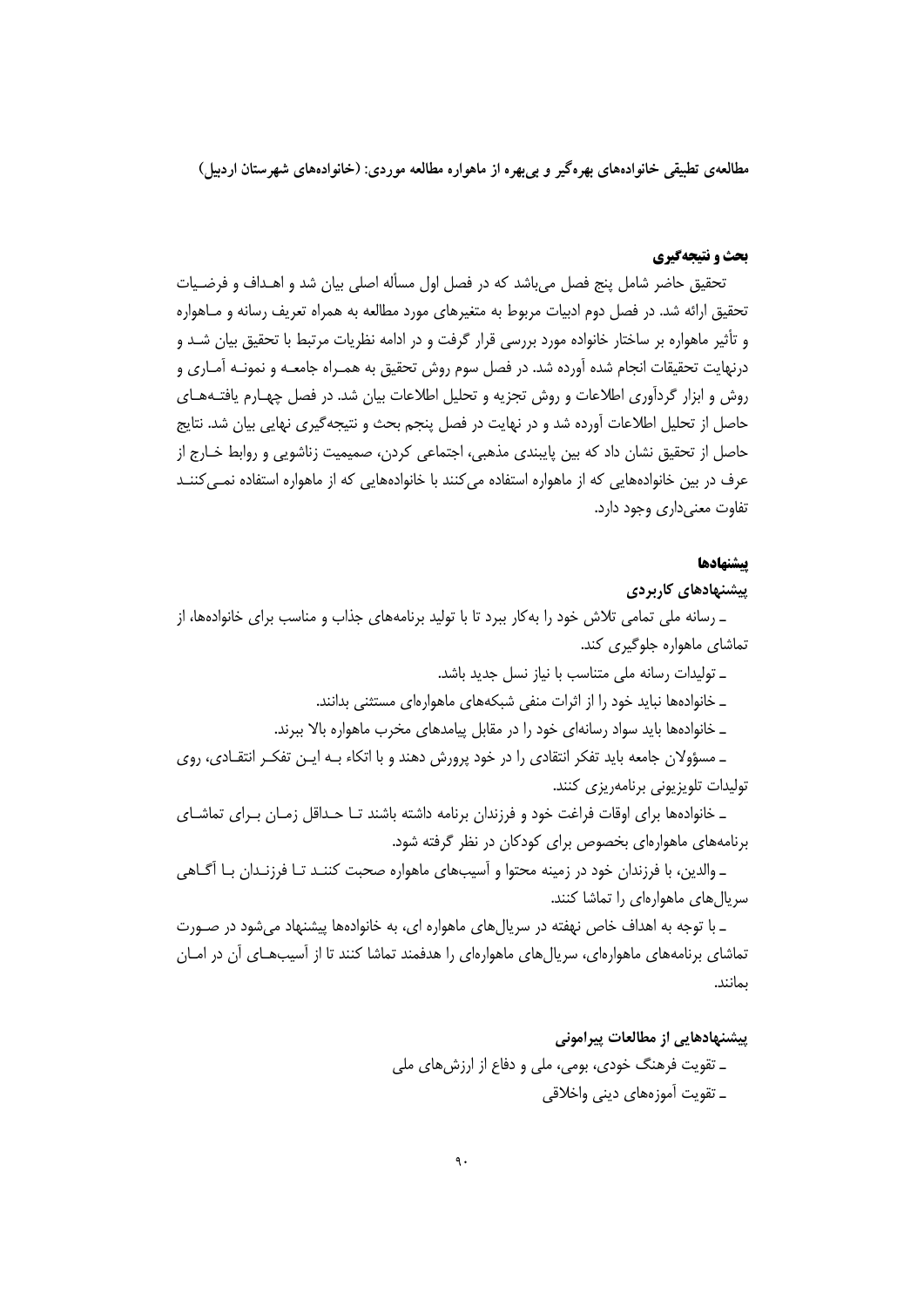## بحث و نتیجه‌گیری

تحقیق حاضر شامل پنج فصل فصل می‌باشد که در فصل اول مسأله اصلی بیان شد و اهـداف و فرضـیات تحقیق ارائه شد. در فصل دوم ادبیات مربوط به متغیرهای مورد مطالعه به همراه تعریف رسانه و مـاهواره و تأثیر ماهواره بر ساختار خانواده مورد بررسی قرار گرفت و در ادامه نظریات مرتبط با تحقیق بیان شـد و درنهایت تحقیقات انجام شده آورده شد. در فصل سوم روش تحقیق به همـراه جامعـه و نمونـه آمـاری و روش و ابزار گردآوری اطلاعات و روش تجزیه و تحلیل اطلاعات بیان شد. در فصل چهـارم یافتـه‌هـای حاصل از تحلیل اطلاعات آورده شد و در نهایت در فصل پنجم بحث و نتیجه‌گیری نهایی بیان شد. نتایج حاصل از تحقیق نشان داد که بین پایبندی مذهبی، اجتماعی کردن، صمیمیت زناشویی و روابط خـارج از عرف در بین خانواده‌هایی که از ماهواره استفاده می‌کنند با خانواده‌هایی که از ماهواره استفاده نمـی‌کننـد تفاوت معنی‌داری وجود دارد.

## پیشنهادها

### پیشنهادهای کاربردی

ـ رسانه ملی تمامی تلاش خود را به‌کار ببرد تا با تولید برنامه‌های جذاب و مناسب برای خانواده‌ها، از تماشای ماهواره جلوگیری کند.

ـ تولیدات رسانه ملی متناسب با نیاز نسل جدید باشد.

ـ خانواده‌ها نباید خود را از اثرات منفی شبکه‌های ماهواره‌ای مستثنی بدانند.

ـ خانواده‌ها باید سواد رسانه‌ای خود را در مقابل پیامدهای مخرب ماهواره بالا ببرند.

ـ مسؤولان جامعه باید تفکر انتقادی را در خود پرورش دهند و با اتکاء بـه ایـن تفکـر انتقـادی، روی تولیدات تلویزیونی برنامه‌ریزی کنند.

ـ خانواده‌ها برای اوقات فراغت خود و فرزندان برنامه داشته باشند تـا حـداقل زمـان بـرای تماشـای برنامه‌های ماهواره‌ای بخصوص برای کودکان در نظر گرفته شود.

ـ والدین، با فرزندان خود در زمینه محتوا و آسیب‌های ماهواره صحبت کننـد تـا فرزنـدان بـا آگـاهی سریال‌های ماهواره‌ای را تماشا کنند.

ـ با توجه به اهداف خاص نهفته در سریال‌های ماهواره ای، به خانواده‌ها پیشنهاد می‌شود در صـورت تماشای برنامه‌های ماهواره‌ای، سریال‌های ماهواره‌ای را هدفمند تماشا کنند تا از آسیب‌هـای آن در امـان بمانند.

### پیشنهادهایی از مطالعات پیرامونی

ـ تقویت فرهنگ خودی، بومی، ملی و دفاع از ارزش‌های ملی

ـ تقویت آموزه‌های دینی واخلاقی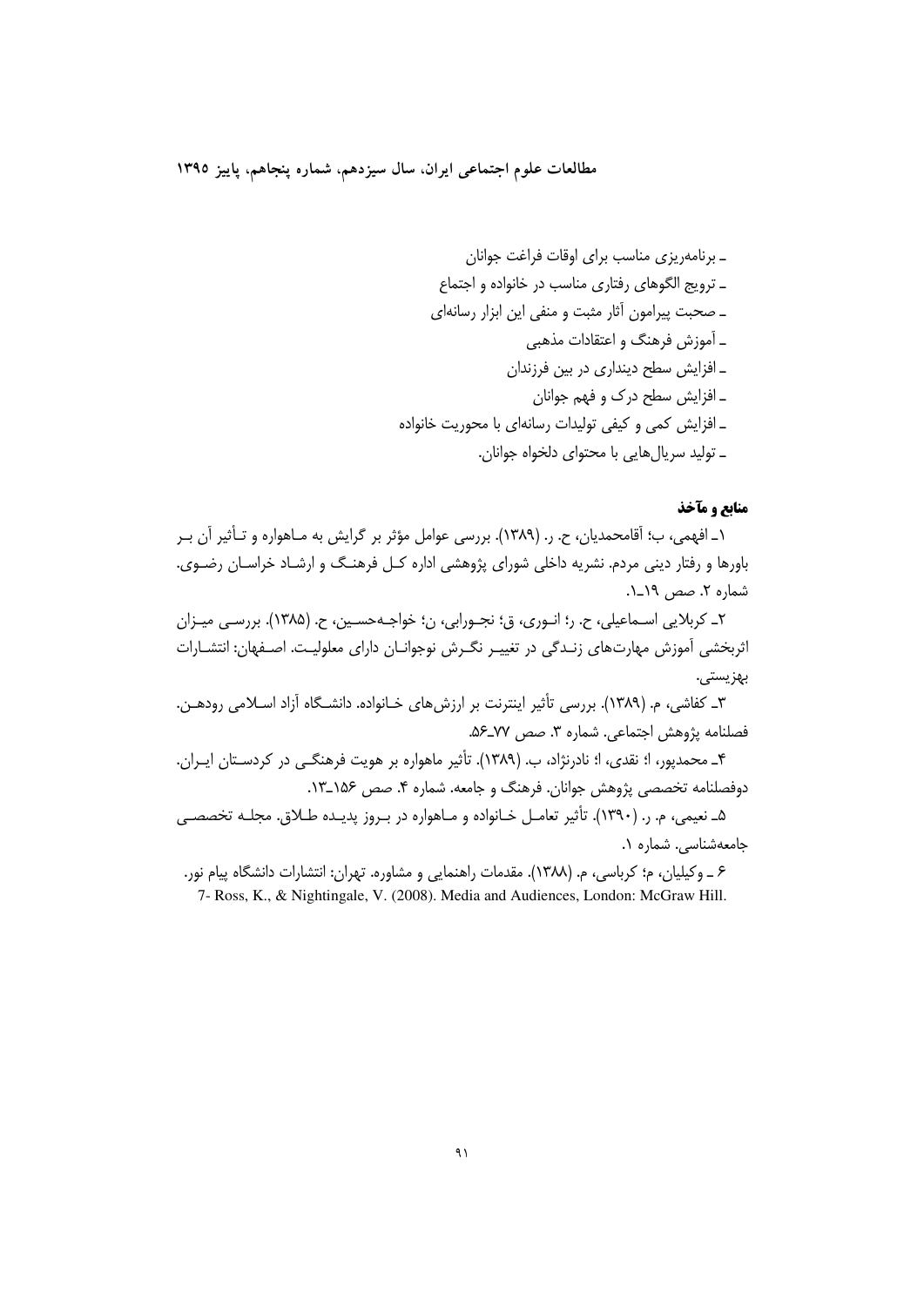ـ برنامه‌ریزی مناسب برای اوقات فراغت جوانان
ـ ترویج الگوهای رفتاری مناسب در خانواده و اجتماع
ـ صحبت پیرامون آثار مثبت و منفی این ابزار رسانه‌ای
ـ آموزش فرهنگ و اعتقادات مذهبی
ـ افزایش سطح دینداری در بین فرزندان
ـ افزایش سطح درک و فهم جوانان
ـ افزایش کمی و کیفی تولیدات رسانه‌ای با محوریت خانواده
ـ تولید سریال‌هایی با محتوای دلخواه جوانان.

### منابع و مآخذ

۱ـ افهمی، ب؛ آقامحمدیان، ح. ر. (۱۳۸۹). بررسی عوامل مؤثر بر گرایش به ماهواره و تأثیر آن بر باورها و رفتار دینی مردم. نشریه داخلی شورای پژوهشی اداره کل فرهنگ و ارشاد خراسان رضوی. شماره ۲. صص ۱۹ـ۱.

۲ـ کربلایی اسماعیلی، ح. ر؛ انوری، ق؛ نجورابی، ن؛ خواجه‌حسین، ح. (۱۳۸۵). بررسی میزان اثربخشی آموزش مهارت‌های زندگی در تغییر نگرش نوجوانان دارای معلولیت. اصفهان: انتشارات بهزیستی.

۳ـ کفاشی، م. (۱۳۸۹). بررسی تأثیر اینترنت بر ارزش‌های خانواده. دانشگاه آزاد اسلامی رودهن. فصلنامه پژوهش اجتماعی. شماره ۳. صص ۷۷ـ۵۶.

۴ـ محمدپور، ا؛ نقدی، ا؛ نادرنژاد، ب. (۱۳۸۹). تأثیر ماهواره بر هویت فرهنگی در کردستان ایران. دوفصلنامه تخصصی پژوهش جوانان. فرهنگ و جامعه. شماره ۴. صص ۱۵۶ـ۱۳.

۵ـ نعیمی، م. ر. (۱۳۹۰). تأثیر تعامل خانواده و ماهواره در بروز پدیده طلاق. مجله تخصصی جامعه‌شناسی. شماره ۱.

۶ ـ وکیلیان، م؛ کرباسی، م. (۱۳۸۸). مقدمات راهنمایی و مشاوره. تهران: انتشارات دانشگاه پیام نور.

7- Ross, K., & Nightingale, V. (2008). Media and Audiences, London: McGraw Hill.